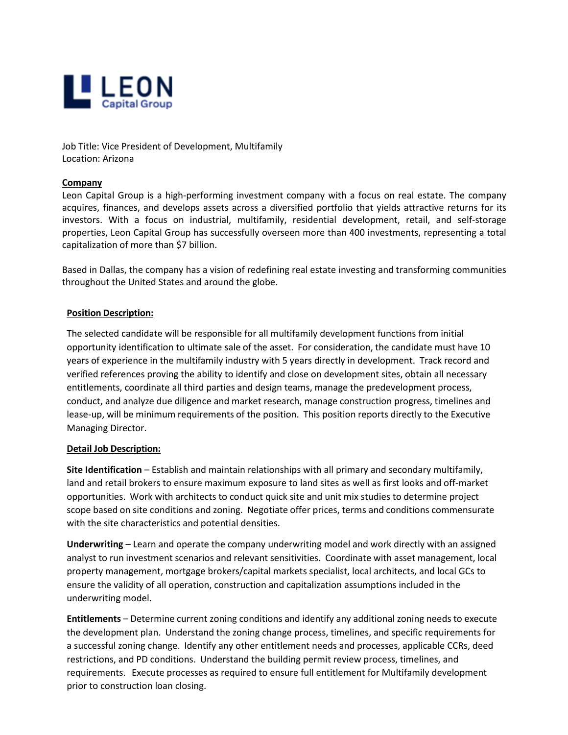**LEON**
Capital Group

Job Title: Vice President of Development, Multifamily
Location: Arizona

**Company**

Leon Capital Group is a high-performing investment company with a focus on real estate. The company acquires, finances, and develops assets across a diversified portfolio that yields attractive returns for its investors. With a focus on industrial, multifamily, residential development, retail, and self-storage properties, Leon Capital Group has successfully overseen more than 400 investments, representing a total capitalization of more than $7 billion.

Based in Dallas, the company has a vision of redefining real estate investing and transforming communities throughout the United States and around the globe.

**Position Description:**

The selected candidate will be responsible for all multifamily development functions from initial opportunity identification to ultimate sale of the asset. For consideration, the candidate must have 10 years of experience in the multifamily industry with 5 years directly in development. Track record and verified references proving the ability to identify and close on development sites, obtain all necessary entitlements, coordinate all third parties and design teams, manage the predevelopment process, conduct, and analyze due diligence and market research, manage construction progress, timelines and lease-up, will be minimum requirements of the position. This position reports directly to the Executive Managing Director.

**Detail Job Description:**

**Site Identification** – Establish and maintain relationships with all primary and secondary multifamily, land and retail brokers to ensure maximum exposure to land sites as well as first looks and off-market opportunities. Work with architects to conduct quick site and unit mix studies to determine project scope based on site conditions and zoning. Negotiate offer prices, terms and conditions commensurate with the site characteristics and potential densities.

**Underwriting** – Learn and operate the company underwriting model and work directly with an assigned analyst to run investment scenarios and relevant sensitivities. Coordinate with asset management, local property management, mortgage brokers/capital markets specialist, local architects, and local GCs to ensure the validity of all operation, construction and capitalization assumptions included in the underwriting model.

**Entitlements** – Determine current zoning conditions and identify any additional zoning needs to execute the development plan. Understand the zoning change process, timelines, and specific requirements for a successful zoning change. Identify any other entitlement needs and processes, applicable CCRs, deed restrictions, and PD conditions. Understand the building permit review process, timelines, and requirements. Execute processes as required to ensure full entitlement for Multifamily development prior to construction loan closing.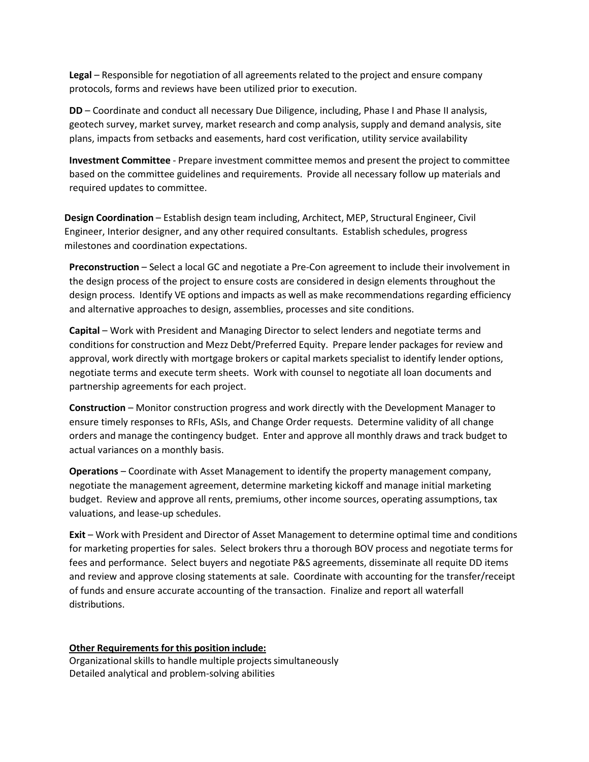**Legal** – Responsible for negotiation of all agreements related to the project and ensure company protocols, forms and reviews have been utilized prior to execution.

**DD** – Coordinate and conduct all necessary Due Diligence, including, Phase I and Phase II analysis, geotech survey, market survey, market research and comp analysis, supply and demand analysis, site plans, impacts from setbacks and easements, hard cost verification, utility service availability

**Investment Committee** - Prepare investment committee memos and present the project to committee based on the committee guidelines and requirements. Provide all necessary follow up materials and required updates to committee.

**Design Coordination** – Establish design team including, Architect, MEP, Structural Engineer, Civil Engineer, Interior designer, and any other required consultants. Establish schedules, progress milestones and coordination expectations.

**Preconstruction** – Select a local GC and negotiate a Pre-Con agreement to include their involvement in the design process of the project to ensure costs are considered in design elements throughout the design process. Identify VE options and impacts as well as make recommendations regarding efficiency and alternative approaches to design, assemblies, processes and site conditions.

**Capital** – Work with President and Managing Director to select lenders and negotiate terms and conditions for construction and Mezz Debt/Preferred Equity. Prepare lender packages for review and approval, work directly with mortgage brokers or capital markets specialist to identify lender options, negotiate terms and execute term sheets. Work with counsel to negotiate all loan documents and partnership agreements for each project.

**Construction** – Monitor construction progress and work directly with the Development Manager to ensure timely responses to RFIs, ASIs, and Change Order requests. Determine validity of all change orders and manage the contingency budget. Enter and approve all monthly draws and track budget to actual variances on a monthly basis.

**Operations** – Coordinate with Asset Management to identify the property management company, negotiate the management agreement, determine marketing kickoff and manage initial marketing budget. Review and approve all rents, premiums, other income sources, operating assumptions, tax valuations, and lease-up schedules.

**Exit** – Work with President and Director of Asset Management to determine optimal time and conditions for marketing properties for sales. Select brokers thru a thorough BOV process and negotiate terms for fees and performance. Select buyers and negotiate P&S agreements, disseminate all requite DD items and review and approve closing statements at sale. Coordinate with accounting for the transfer/receipt of funds and ensure accurate accounting of the transaction. Finalize and report all waterfall distributions.

**<u>Other Requirements for this position include:</u>**

Organizational skills to handle multiple projects simultaneously
Detailed analytical and problem-solving abilities